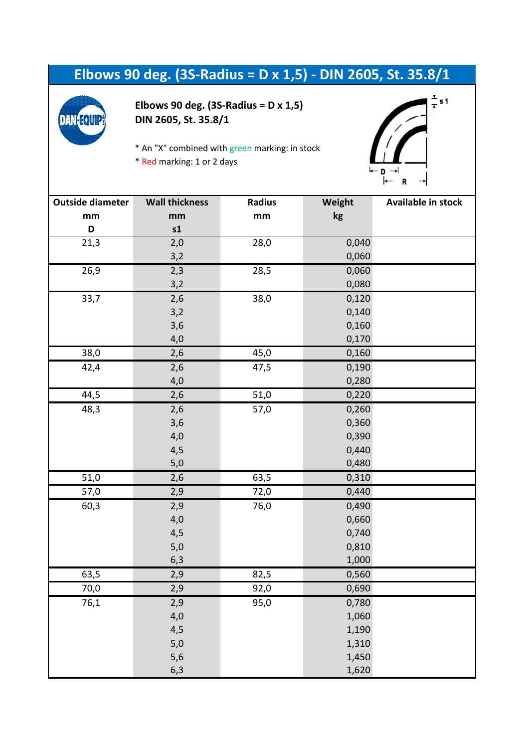# Elbows 90 deg. (3S-Radius = D x 1,5) - DIN 2605, St. 35.8/1

**Elbows 90 deg. (3S-Radius = D x 1,5)**
**DIN 2605, St. 35.8/1**

* An "X" combined with green marking: in stock
* Red marking: 1 or 2 days

| Outside diameter mm D | Wall thickness mm s1 | Radius mm | Weight kg | Available in stock |
|---|---|---|---|---|
| 21,3 | 2,0 | 28,0 | 0,040 | |
| | 3,2 | | 0,060 | |
| 26,9 | 2,3 | 28,5 | 0,060 | |
| | 3,2 | | 0,080 | |
| 33,7 | 2,6 | 38,0 | 0,120 | |
| | 3,2 | | 0,140 | |
| | 3,6 | | 0,160 | |
| | 4,0 | | 0,170 | |
| 38,0 | 2,6 | 45,0 | 0,160 | |
| 42,4 | 2,6 | 47,5 | 0,190 | |
| | 4,0 | | 0,280 | |
| 44,5 | 2,6 | 51,0 | 0,220 | |
| 48,3 | 2,6 | 57,0 | 0,260 | |
| | 3,6 | | 0,360 | |
| | 4,0 | | 0,390 | |
| | 4,5 | | 0,440 | |
| | 5,0 | | 0,480 | |
| 51,0 | 2,6 | 63,5 | 0,310 | |
| 57,0 | 2,9 | 72,0 | 0,440 | |
| 60,3 | 2,9 | 76,0 | 0,490 | |
| | 4,0 | | 0,660 | |
| | 4,5 | | 0,740 | |
| | 5,0 | | 0,810 | |
| | 6,3 | | 1,000 | |
| 63,5 | 2,9 | 82,5 | 0,560 | |
| 70,0 | 2,9 | 92,0 | 0,690 | |
| 76,1 | 2,9 | 95,0 | 0,780 | |
| | 4,0 | | 1,060 | |
| | 4,5 | | 1,190 | |
| | 5,0 | | 1,310 | |
| | 5,6 | | 1,450 | |
| | 6,3 | | 1,620 | |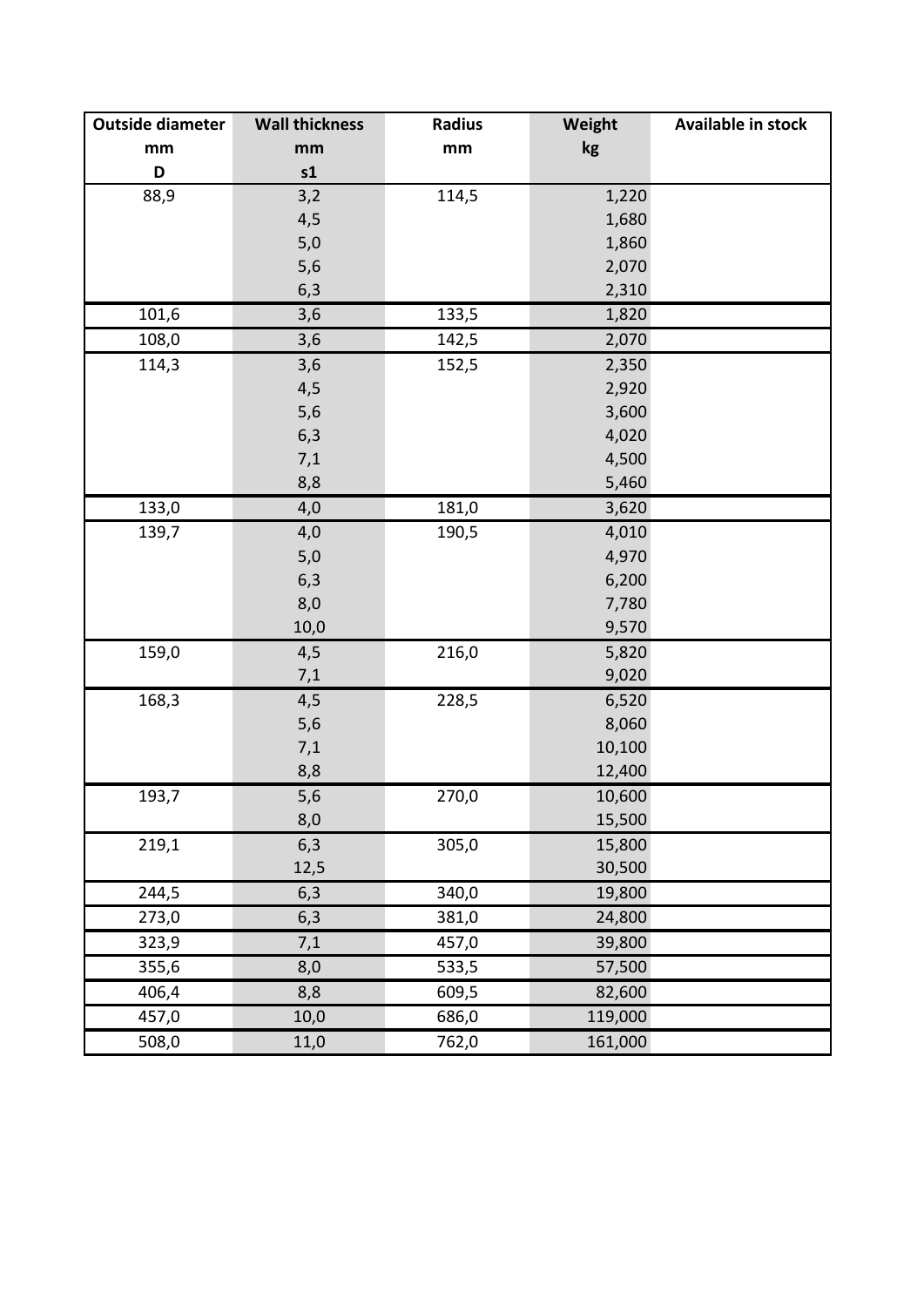| Outside diameter mm D | Wall thickness mm s1 | Radius mm | Weight kg | Available in stock |
|---|---|---|---|---|
| 88,9 | 3,2 | 114,5 | 1,220 | |
| | 4,5 | | 1,680 | |
| | 5,0 | | 1,860 | |
| | 5,6 | | 2,070 | |
| | 6,3 | | 2,310 | |
| 101,6 | 3,6 | 133,5 | 1,820 | |
| 108,0 | 3,6 | 142,5 | 2,070 | |
| 114,3 | 3,6 | 152,5 | 2,350 | |
| | 4,5 | | 2,920 | |
| | 5,6 | | 3,600 | |
| | 6,3 | | 4,020 | |
| | 7,1 | | 4,500 | |
| | 8,8 | | 5,460 | |
| 133,0 | 4,0 | 181,0 | 3,620 | |
| 139,7 | 4,0 | 190,5 | 4,010 | |
| | 5,0 | | 4,970 | |
| | 6,3 | | 6,200 | |
| | 8,0 | | 7,780 | |
| | 10,0 | | 9,570 | |
| 159,0 | 4,5 | 216,0 | 5,820 | |
| | 7,1 | | 9,020 | |
| 168,3 | 4,5 | 228,5 | 6,520 | |
| | 5,6 | | 8,060 | |
| | 7,1 | | 10,100 | |
| | 8,8 | | 12,400 | |
| 193,7 | 5,6 | 270,0 | 10,600 | |
| | 8,0 | | 15,500 | |
| 219,1 | 6,3 | 305,0 | 15,800 | |
| | 12,5 | | 30,500 | |
| 244,5 | 6,3 | 340,0 | 19,800 | |
| 273,0 | 6,3 | 381,0 | 24,800 | |
| 323,9 | 7,1 | 457,0 | 39,800 | |
| 355,6 | 8,0 | 533,5 | 57,500 | |
| 406,4 | 8,8 | 609,5 | 82,600 | |
| 457,0 | 10,0 | 686,0 | 119,000 | |
| 508,0 | 11,0 | 762,0 | 161,000 | |